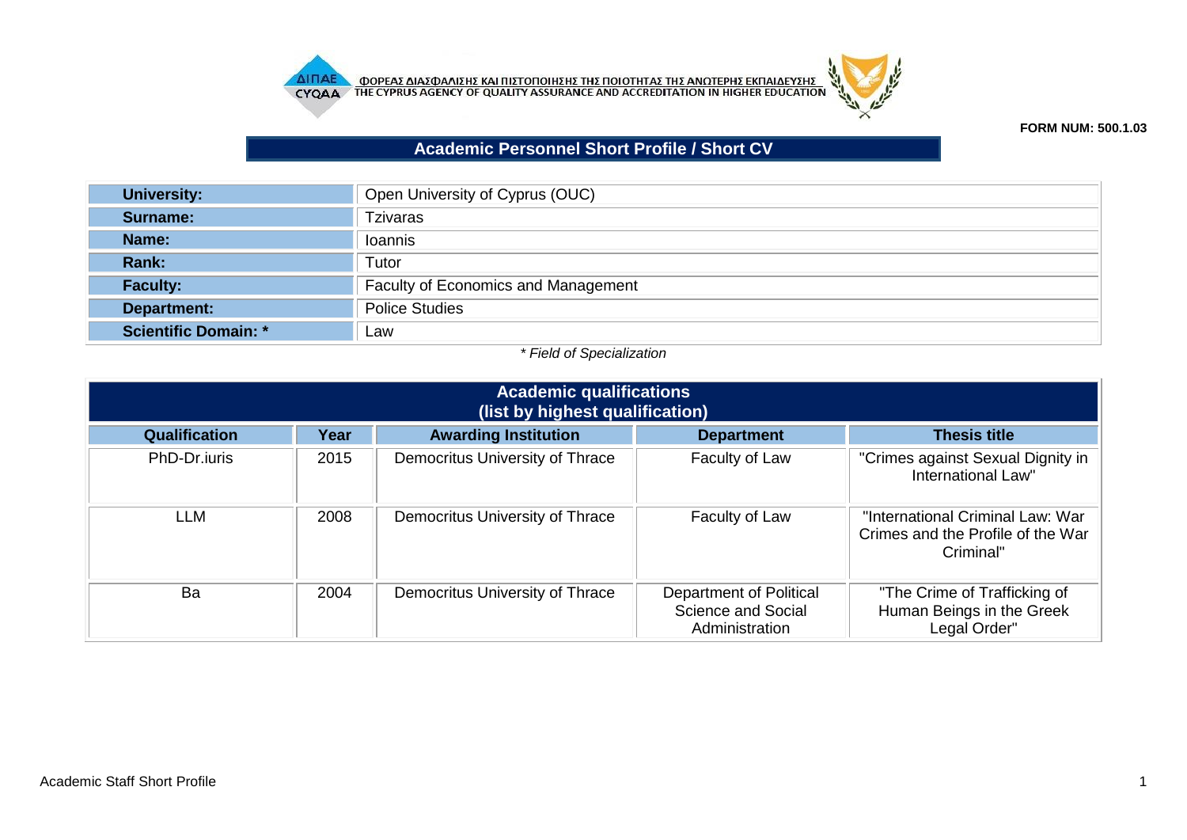ΦΟΡΕΑΣ ΔΙΑΣΦΑΛΙΣΗΣ ΚΑΙ ΠΙΣΤΟΠΟΙΗΣΗΣ ΤΗΣ ΠΟΙΟΤΗΤΑΣ ΤΗΣ ΑΝΩΤΕΡΗΣ ΕΚΠΑΙΔΕΥΣΗΣ
THE CYPRUS AGENCY OF QUALITY ASSURANCE AND ACCREDITATION IN HIGHER EDUCATION

**FORM NUM: 500.1.03**

# Academic Personnel Short Profile / Short CV

| | |
|---|---|
| **University:** | Open University of Cyprus (OUC) |
| **Surname:** | Tzivaras |
| **Name:** | Ioannis |
| **Rank:** | Tutor |
| **Faculty:** | Faculty of Economics and Management |
| **Department:** | Police Studies |
| **Scientific Domain: *** | Law |

*\* Field of Specialization*

## Academic qualifications (list by highest qualification)

| Qualification | Year | Awarding Institution | Department | Thesis title |
|---|---|---|---|---|
| PhD-Dr.iuris | 2015 | Democritus University of Thrace | Faculty of Law | "Crimes against Sexual Dignity in International Law" |
| LLM | 2008 | Democritus University of Thrace | Faculty of Law | "International Criminal Law: War Crimes and the Profile of the War Criminal" |
| Ba | 2004 | Democritus University of Thrace | Department of Political Science and Social Administration | "The Crime of Trafficking of Human Beings in the Greek Legal Order" |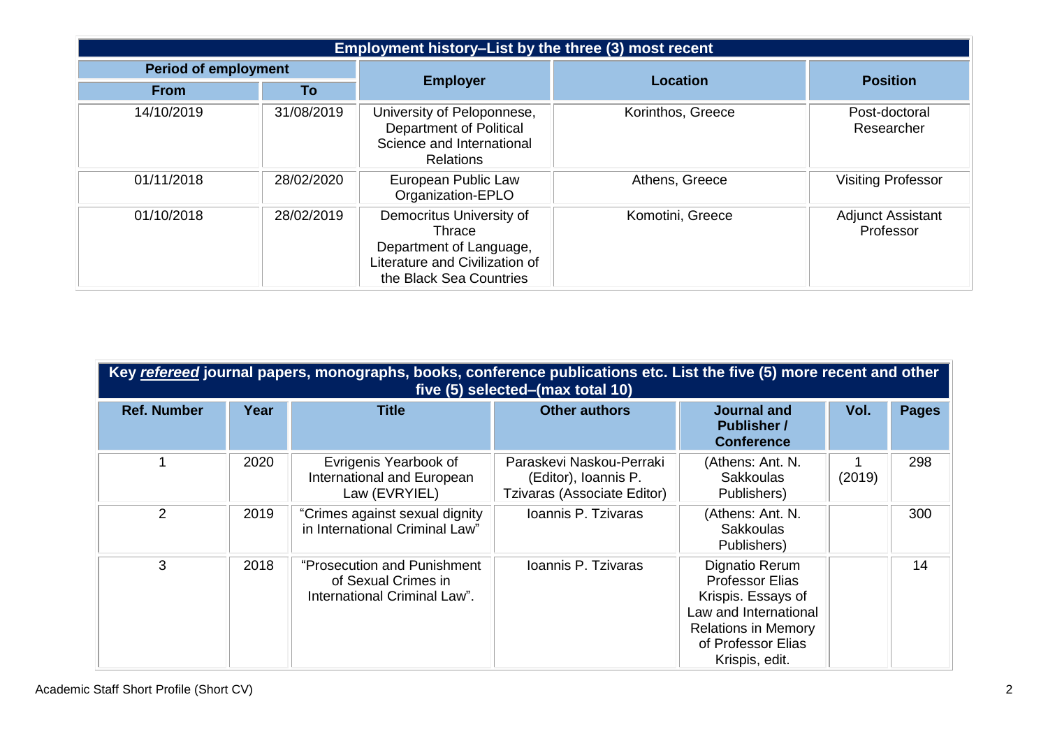| Employment history–List by the three (3) most recent | | | | |
|---|---|---|---|---|
| **Period of employment** | | **Employer** | **Location** | **Position** |
| **From** | **To** | | | |
| 14/10/2019 | 31/08/2019 | University of Peloponnese, Department of Political Science and International Relations | Korinthos, Greece | Post-doctoral Researcher |
| 01/11/2018 | 28/02/2020 | European Public Law Organization-EPLO | Athens, Greece | Visiting Professor |
| 01/10/2018 | 28/02/2019 | Democritus University of Thrace Department of Language, Literature and Civilization of the Black Sea Countries | Komotini, Greece | Adjunct Assistant Professor |

| Key *__refereed__* journal papers, monographs, books, conference publications etc. List the five (5) more recent and other five (5) selected–(max total 10) | | | | | | |
|---|---|---|---|---|---|---|
| **Ref. Number** | **Year** | **Title** | **Other authors** | **Journal and Publisher / Conference** | **Vol.** | **Pages** |
| 1 | 2020 | Evrigenis Yearbook of International and European Law (EVRYIEL) | Paraskevi Naskou-Perraki (Editor), Ioannis P. Tzivaras (Associate Editor) | (Athens: Ant. N. Sakkoulas Publishers) | 1 (2019) | 298 |
| 2 | 2019 | "Crimes against sexual dignity in International Criminal Law" | Ioannis P. Tzivaras | (Athens: Ant. N. Sakkoulas Publishers) | | 300 |
| 3 | 2018 | "Prosecution and Punishment of Sexual Crimes in International Criminal Law". | Ioannis P. Tzivaras | Dignatio Rerum Professor Elias Krispis. Essays of Law and International Relations in Memory of Professor Elias Krispis, edit. | | 14 |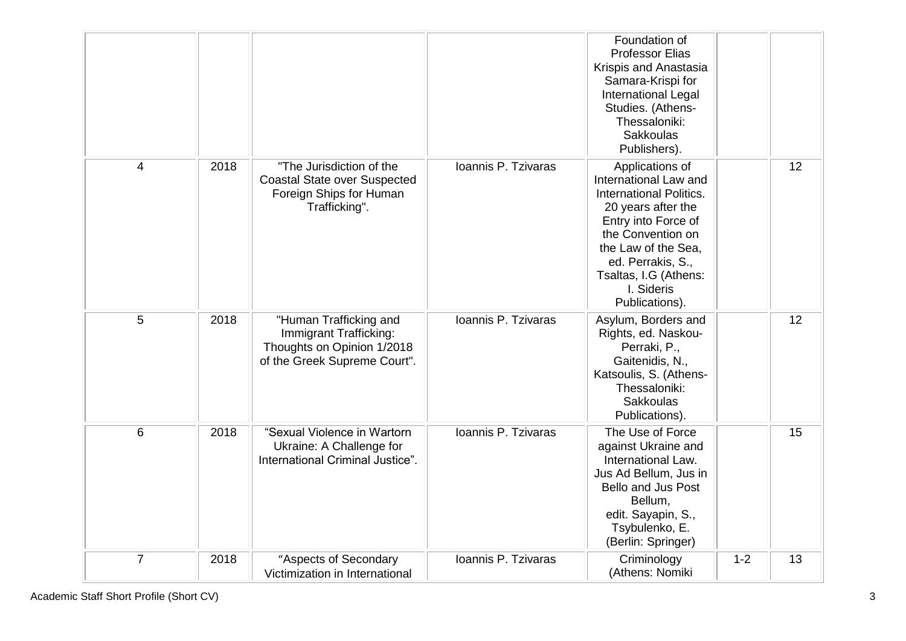| | | | | | | |
|---|---|---|---|---|---|---|
| | | | | Foundation of Professor Elias Krispis and Anastasia Samara-Krispi for International Legal Studies. (Athens-Thessaloniki: Sakkoulas Publishers). | | |
| 4 | 2018 | "The Jurisdiction of the Coastal State over Suspected Foreign Ships for Human Trafficking". | Ioannis P. Tzivaras | Applications of International Law and International Politics. 20 years after the Entry into Force of the Convention on the Law of the Sea, ed. Perrakis, S., Tsaltas, I.G (Athens: I. Sideris Publications). | | 12 |
| 5 | 2018 | "Human Trafficking and Immigrant Trafficking: Thoughts on Opinion 1/2018 of the Greek Supreme Court". | Ioannis P. Tzivaras | Asylum, Borders and Rights, ed. Naskou-Perraki, P., Gaitenidis, N., Katsoulis, S. (Athens-Thessaloniki: Sakkoulas Publications). | | 12 |
| 6 | 2018 | "Sexual Violence in Wartorn Ukraine: A Challenge for International Criminal Justice". | Ioannis P. Tzivaras | The Use of Force against Ukraine and International Law. Jus Ad Bellum, Jus in Bello and Jus Post Bellum, edit. Sayapin, S., Tsybulenko, E. (Berlin: Springer) | | 15 |
| 7 | 2018 | "Aspects of Secondary Victimization in International | Ioannis P. Tzivaras | Criminology (Athens: Nomiki | 1-2 | 13 |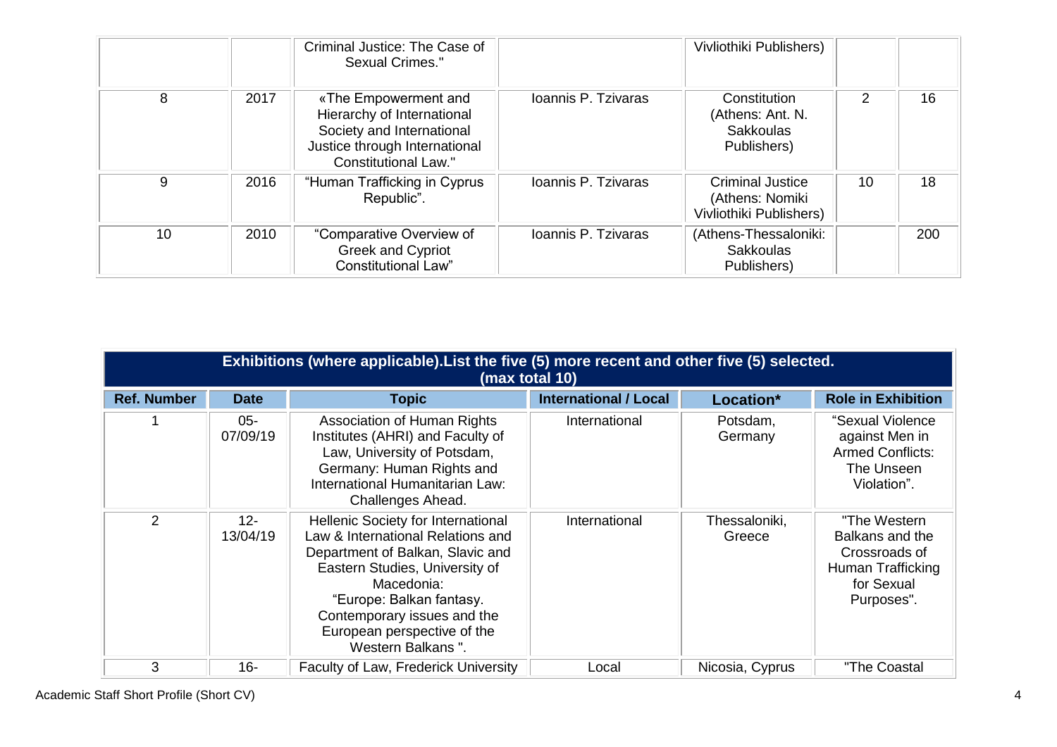| | | Criminal Justice: The Case of Sexual Crimes." | | Vivliothiki Publishers) | | |
|---|---|---|---|---|---|---|
| 8 | 2017 | «The Empowerment and Hierarchy of International Society and International Justice through International Constitutional Law." | Ioannis P. Tzivaras | Constitution (Athens: Ant. N. Sakkoulas Publishers) | 2 | 16 |
| 9 | 2016 | "Human Trafficking in Cyprus Republic". | Ioannis P. Tzivaras | Criminal Justice (Athens: Nomiki Vivliothiki Publishers) | 10 | 18 |
| 10 | 2010 | "Comparative Overview of Greek and Cypriot Constitutional Law" | Ioannis P. Tzivaras | (Athens-Thessaloniki: Sakkoulas Publishers) | | 200 |

**Exhibitions (where applicable).List the five (5) more recent and other five (5) selected. (max total 10)**

| Ref. Number | Date | Topic | International / Local | Location* | Role in Exhibition |
|---|---|---|---|---|---|
| 1 | 05-07/09/19 | Association of Human Rights Institutes (AHRI) and Faculty of Law, University of Potsdam, Germany: Human Rights and International Humanitarian Law: Challenges Ahead. | International | Potsdam, Germany | "Sexual Violence against Men in Armed Conflicts: The Unseen Violation". |
| 2 | 12-13/04/19 | Hellenic Society for International Law & International Relations and Department of Balkan, Slavic and Eastern Studies, University of Macedonia: "Europe: Balkan fantasy. Contemporary issues and the European perspective of the Western Balkans ". | International | Thessaloniki, Greece | "The Western Balkans and the Crossroads of Human Trafficking for Sexual Purposes". |
| 3 | 16- | Faculty of Law, Frederick University | Local | Nicosia, Cyprus | "The Coastal |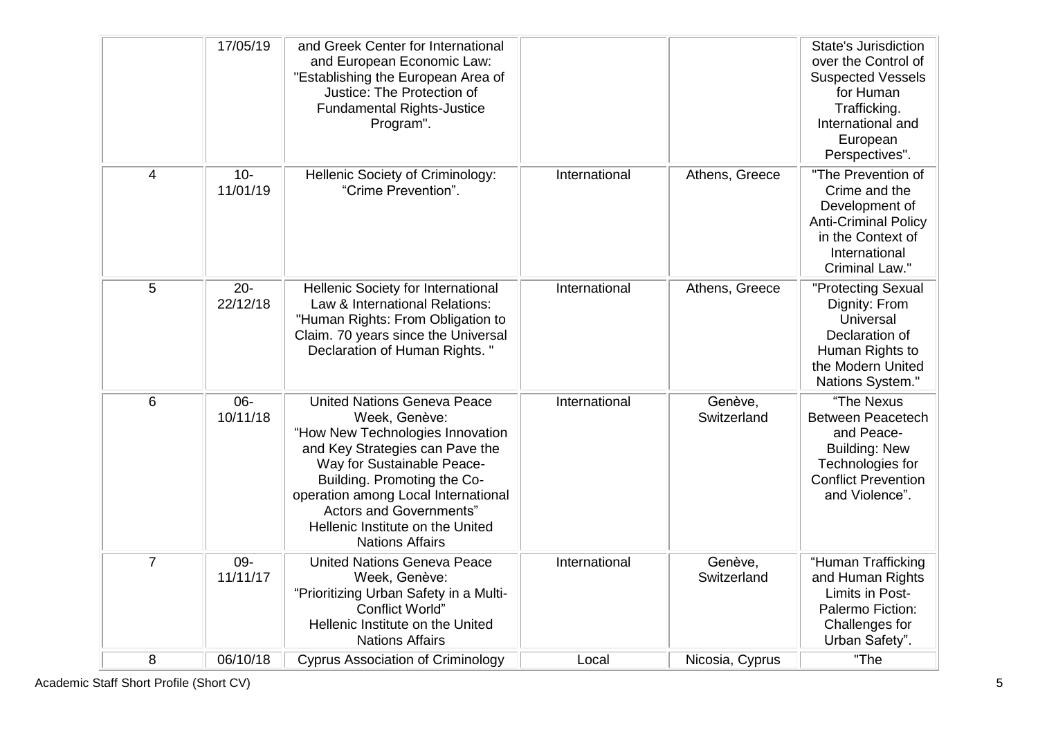|  | 17/05/19 | and Greek Center for International and European Economic Law: "Establishing the European Area of Justice: The Protection of Fundamental Rights-Justice Program". |  |  | State's Jurisdiction over the Control of Suspected Vessels for Human Trafficking. International and European Perspectives". |
|---|---|---|---|---|---|
| 4 | 10-11/01/19 | Hellenic Society of Criminology: "Crime Prevention". | International | Athens, Greece | "The Prevention of Crime and the Development of Anti-Criminal Policy in the Context of International Criminal Law." |
| 5 | 20-22/12/18 | Hellenic Society for International Law & International Relations: "Human Rights: From Obligation to Claim. 70 years since the Universal Declaration of Human Rights. " | International | Athens, Greece | "Protecting Sexual Dignity: From Universal Declaration of Human Rights to the Modern United Nations System." |
| 6 | 06-10/11/18 | United Nations Geneva Peace Week, Genève: "How New Technologies Innovation and Key Strategies can Pave the Way for Sustainable Peace-Building. Promoting the Co-operation among Local International Actors and Governments" Hellenic Institute on the United Nations Affairs | International | Genève, Switzerland | "The Nexus Between Peacetech and Peace-Building: New Technologies for Conflict Prevention and Violence". |
| 7 | 09-11/11/17 | United Nations Geneva Peace Week, Genève: "Prioritizing Urban Safety in a Multi-Conflict World" Hellenic Institute on the United Nations Affairs | International | Genève, Switzerland | "Human Trafficking and Human Rights Limits in Post-Palermo Fiction: Challenges for Urban Safety". |
| 8 | 06/10/18 | Cyprus Association of Criminology | Local | Nicosia, Cyprus | "The |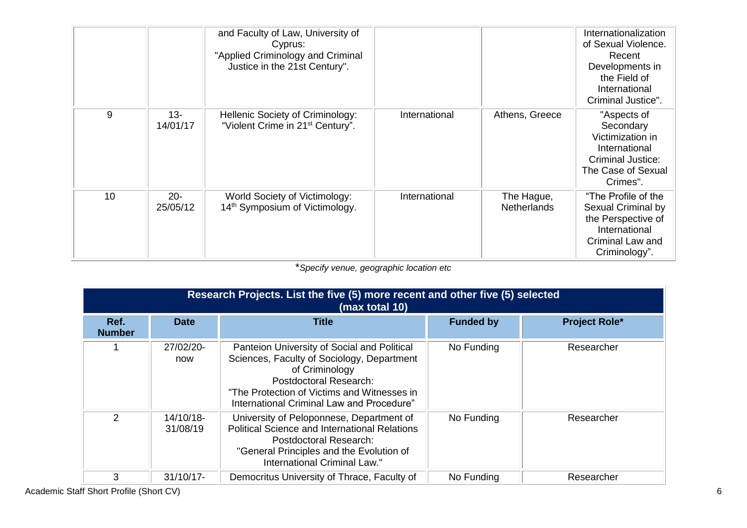|  |  | and Faculty of Law, University of Cyprus: "Applied Criminology and Criminal Justice in the 21st Century". |  |  | Internationalization of Sexual Violence. Recent Developments in the Field of International Criminal Justice". |
|---|---|---|---|---|---|
| 9 | 13-14/01/17 | Hellenic Society of Criminology: "Violent Crime in 21st Century". | International | Athens, Greece | "Aspects of Secondary Victimization in International Criminal Justice: The Case of Sexual Crimes". |
| 10 | 20-25/05/12 | World Society of Victimology: 14th Symposium of Victimology. | International | The Hague, Netherlands | "The Profile of the Sexual Criminal by the Perspective of International Criminal Law and Criminology". |

**Specify venue, geographic location etc*

| **Research Projects. List the five (5) more recent and other five (5) selected (max total 10)** | | | | |
|---|---|---|---|---|
| **Ref. Number** | **Date** | **Title** | **Funded by** | **Project Role*** |
| 1 | 27/02/20-now | Panteion University of Social and Political Sciences, Faculty of Sociology, Department of Criminology Postdoctoral Research: "The Protection of Victims and Witnesses in International Criminal Law and Procedure" | No Funding | Researcher |
| 2 | 14/10/18-31/08/19 | University of Peloponnese, Department of Political Science and International Relations Postdoctoral Research: "General Principles and the Evolution of International Criminal Law." | No Funding | Researcher |
| 3 | 31/10/17- | Democritus University of Thrace, Faculty of | No Funding | Researcher |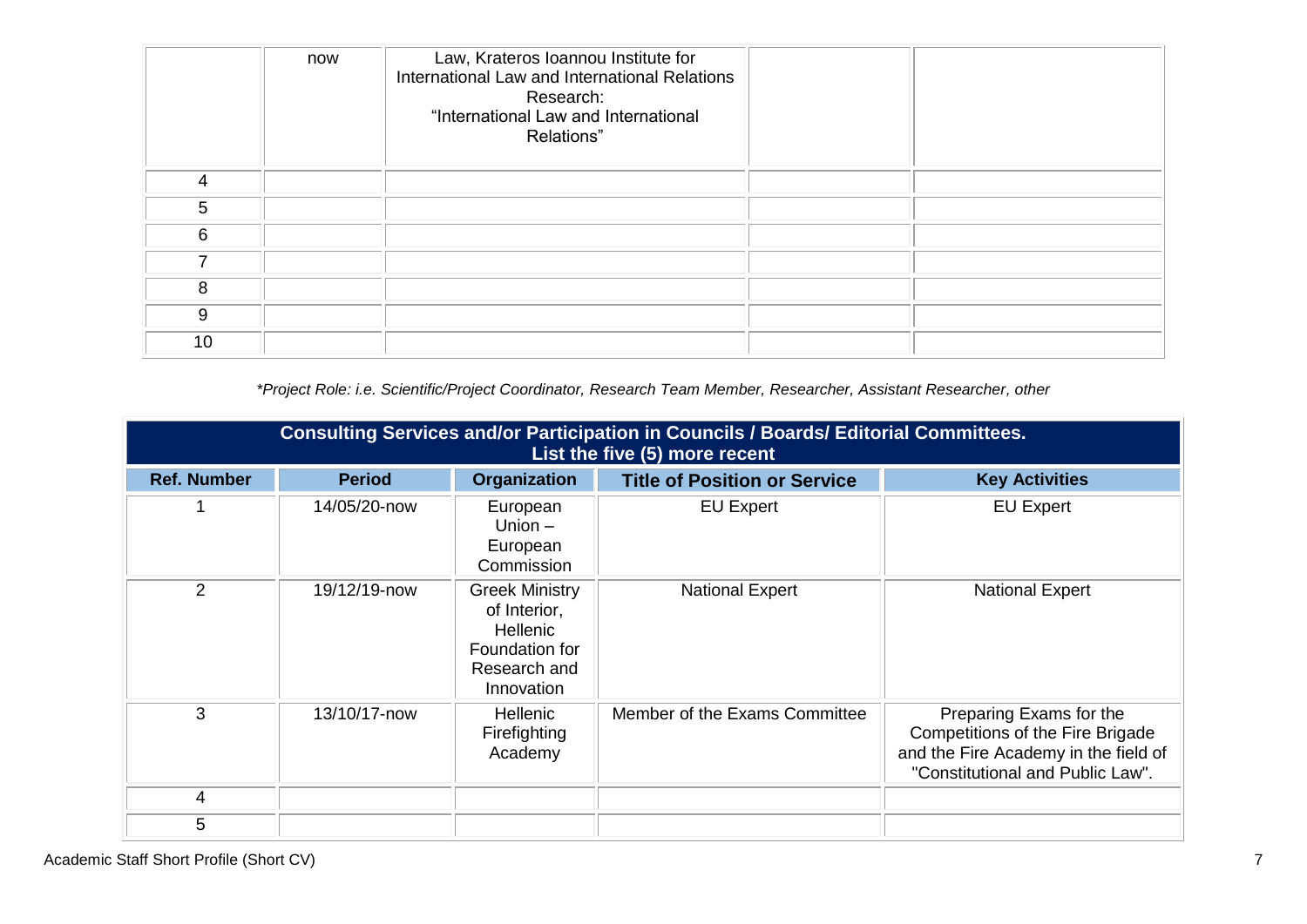| | | | | |
|---|---|---|---|---|
| | now | Law, Krateros Ioannou Institute for International Law and International Relations Research: "International Law and International Relations" | | |
| 4 | | | | |
| 5 | | | | |
| 6 | | | | |
| 7 | | | | |
| 8 | | | | |
| 9 | | | | |
| 10 | | | | |

*\*Project Role: i.e. Scientific/Project Coordinator, Research Team Member, Researcher, Assistant Researcher, other*

**Consulting Services and/or Participation in Councils / Boards/ Editorial Committees. List the five (5) more recent**

| Ref. Number | Period | Organization | Title of Position or Service | Key Activities |
|---|---|---|---|---|
| 1 | 14/05/20-now | European Union – European Commission | EU Expert | EU Expert |
| 2 | 19/12/19-now | Greek Ministry of Interior, Hellenic Foundation for Research and Innovation | National Expert | National Expert |
| 3 | 13/10/17-now | Hellenic Firefighting Academy | Member of the Exams Committee | Preparing Exams for the Competitions of the Fire Brigade and the Fire Academy in the field of "Constitutional and Public Law". |
| 4 | | | | |
| 5 | | | | |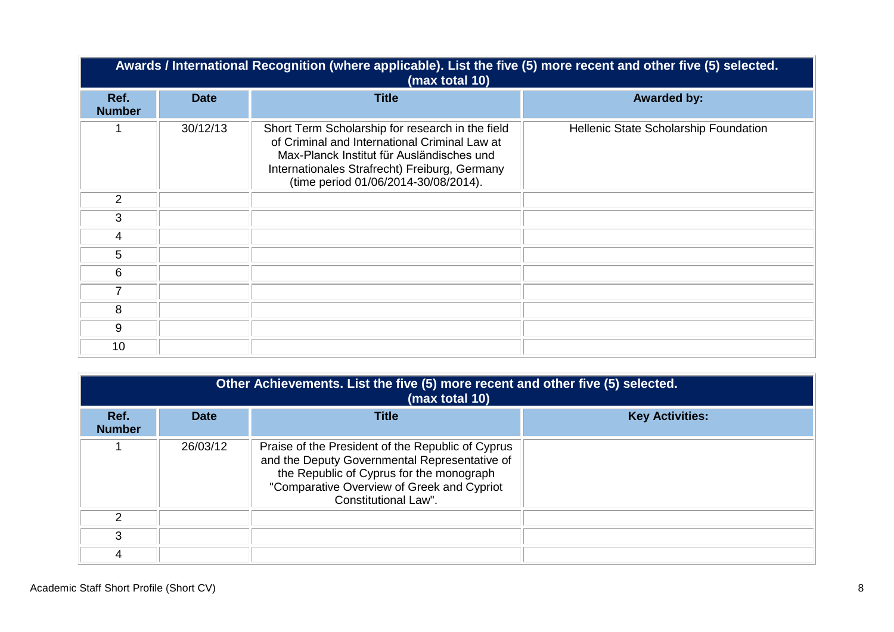| Awards / International Recognition (where applicable). List the five (5) more recent and other five (5) selected. (max total 10) | | | |
|---|---|---|---|
| **Ref. Number** | **Date** | **Title** | **Awarded by:** |
| 1 | 30/12/13 | Short Term Scholarship for research in the field of Criminal and International Criminal Law at Max-Planck Institut für Ausländisches und Internationales Strafrecht) Freiburg, Germany (time period 01/06/2014-30/08/2014). | Hellenic State Scholarship Foundation |
| 2 | | | |
| 3 | | | |
| 4 | | | |
| 5 | | | |
| 6 | | | |
| 7 | | | |
| 8 | | | |
| 9 | | | |
| 10 | | | |

| Other Achievements. List the five (5) more recent and other five (5) selected. (max total 10) | | | |
|---|---|---|---|
| **Ref. Number** | **Date** | **Title** | **Key Activities:** |
| 1 | 26/03/12 | Praise of the President of the Republic of Cyprus and the Deputy Governmental Representative of the Republic of Cyprus for the monograph "Comparative Overview of Greek and Cypriot Constitutional Law". | |
| 2 | | | |
| 3 | | | |
| 4 | | | |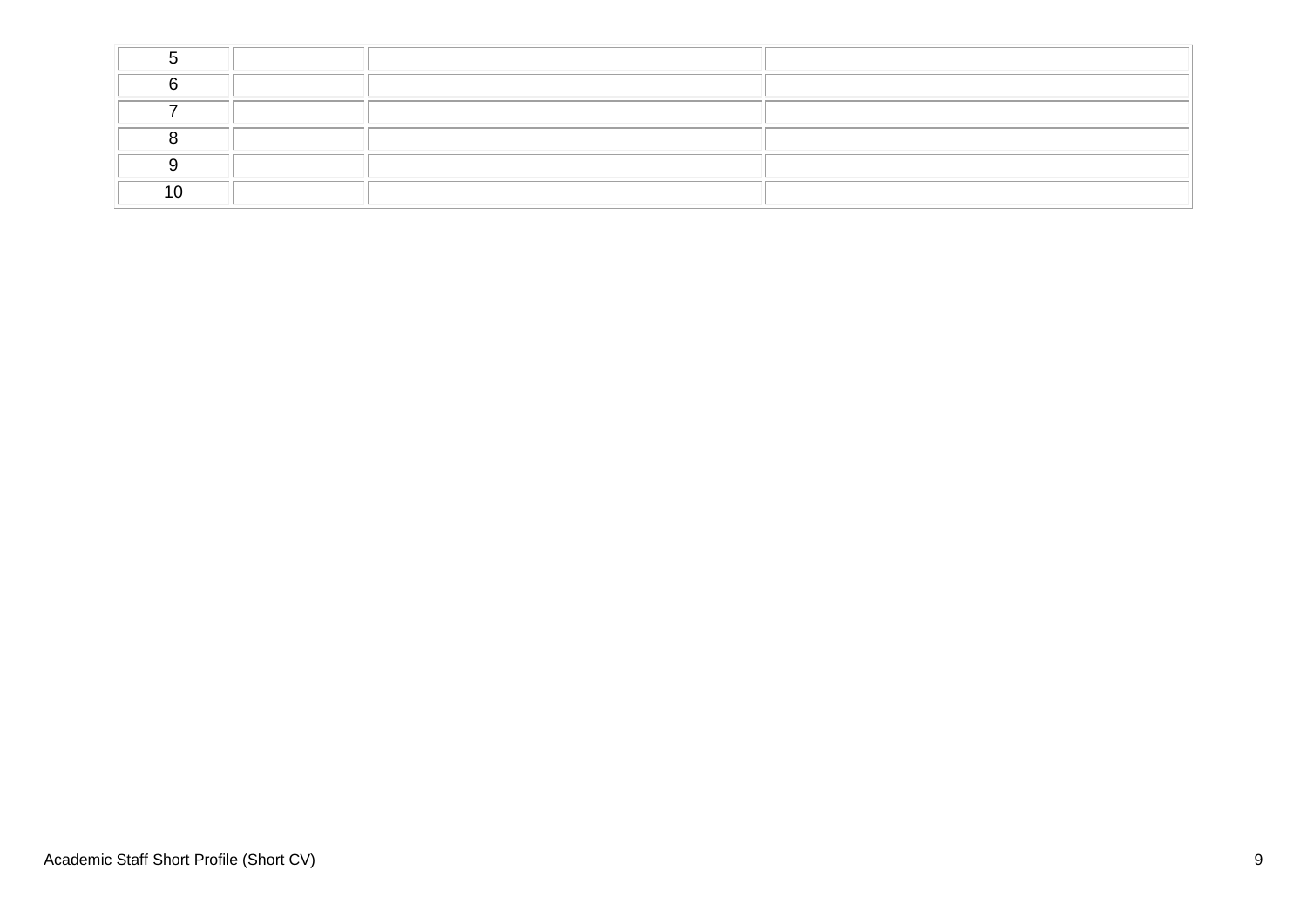| | | | |
|---|---|---|---|
| 5 | | | |
| 6 | | | |
| 7 | | | |
| 8 | | | |
| 9 | | | |
| 10 | | | |